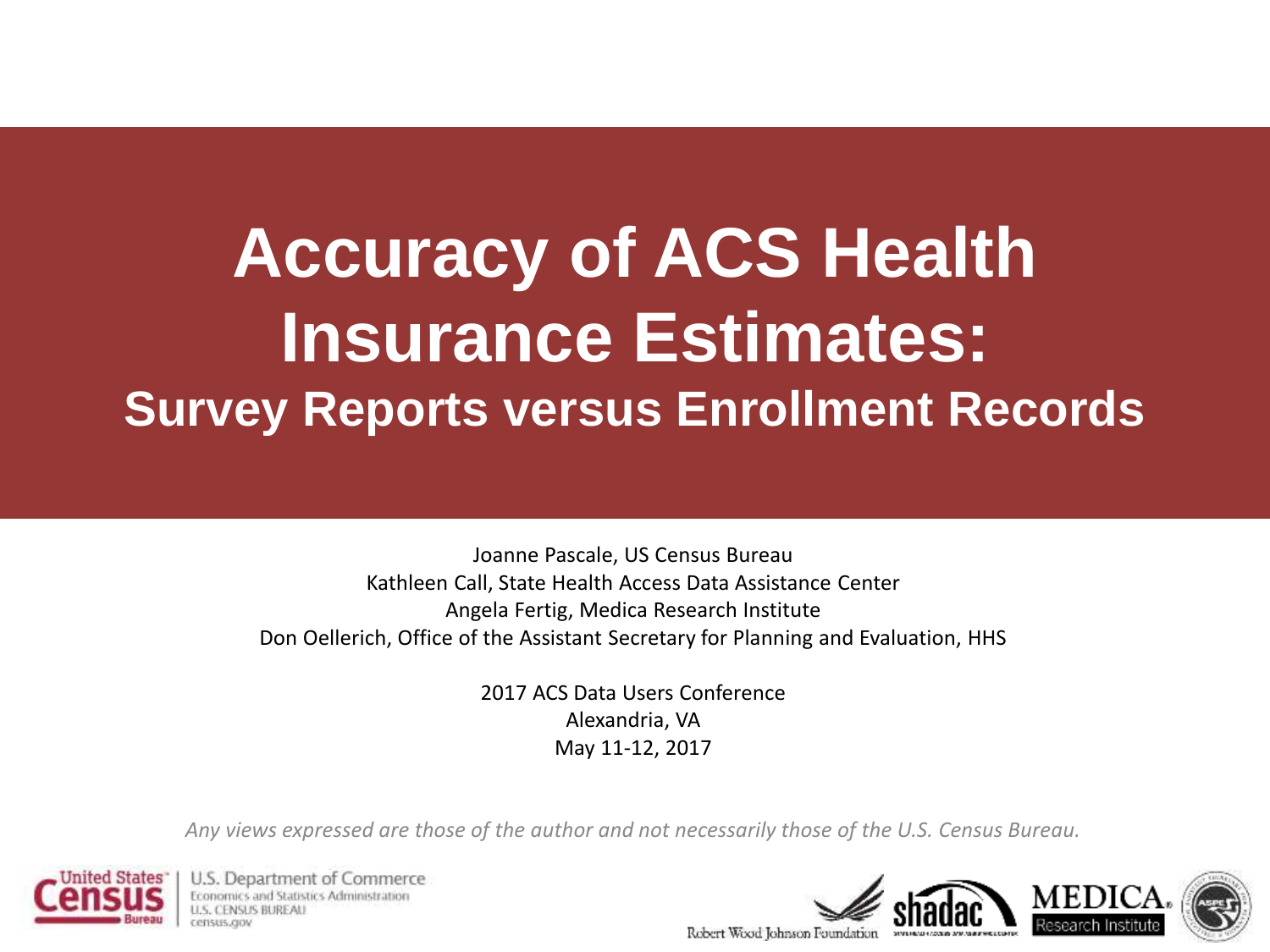# Accuracy of ACS Health Insurance Estimates:

## Survey Reports versus Enrollment Records

Joanne Pascale, US Census Bureau
Kathleen Call, State Health Access Data Assistance Center
Angela Fertig, Medica Research Institute
Don Oellerich, Office of the Assistant Secretary for Planning and Evaluation, HHS

2017 ACS Data Users Conference
Alexandria, VA
May 11-12, 2017

*Any views expressed are those of the author and not necessarily those of the U.S. Census Bureau.*

United States Census Bureau | U.S. Department of Commerce
Economics and Statistics Administration
U.S. CENSUS BUREAU
census.gov

Robert Wood Johnson Foundation | shadac | MEDICA Research Institute | ASPE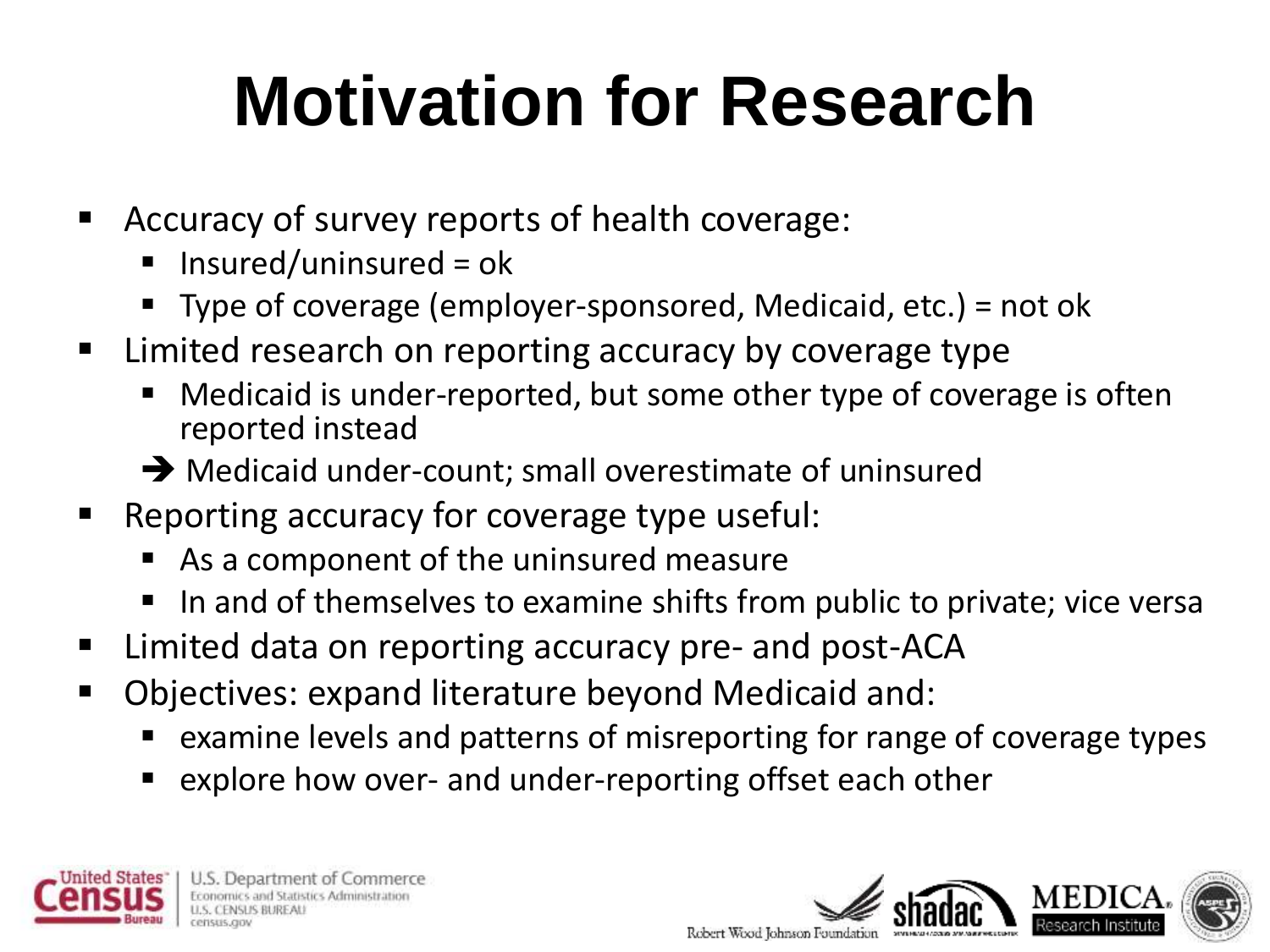# Motivation for Research

- Accuracy of survey reports of health coverage:
  - Insured/uninsured = ok
  - Type of coverage (employer-sponsored, Medicaid, etc.) = not ok
- Limited research on reporting accuracy by coverage type
  - Medicaid is under-reported, but some other type of coverage is often reported instead
  - ➔ Medicaid under-count; small overestimate of uninsured
- Reporting accuracy for coverage type useful:
  - As a component of the uninsured measure
  - In and of themselves to examine shifts from public to private; vice versa
- Limited data on reporting accuracy pre- and post-ACA
- Objectives: expand literature beyond Medicaid and:
  - examine levels and patterns of misreporting for range of coverage types
  - explore how over- and under-reporting offset each other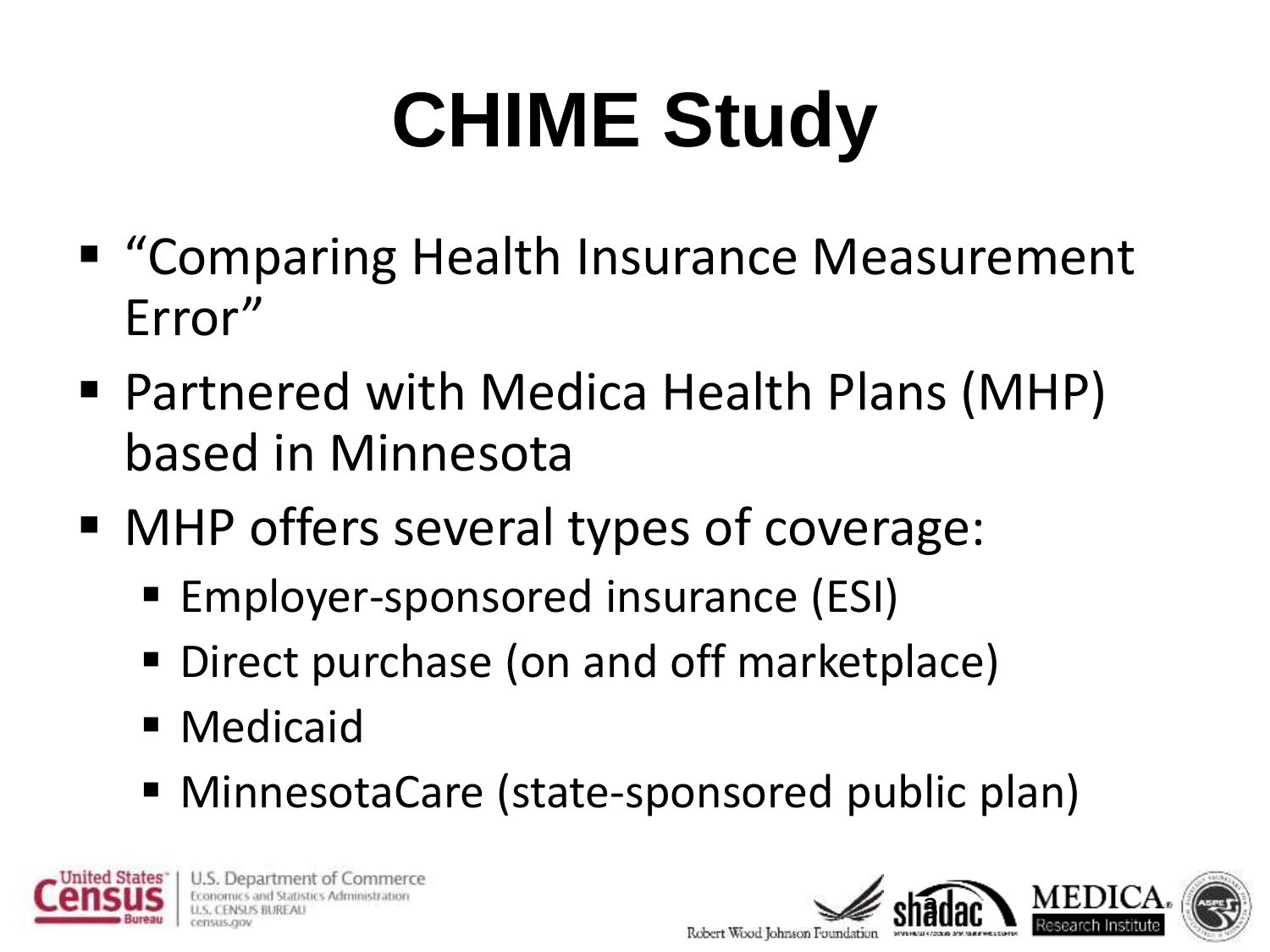# CHIME Study

- "Comparing Health Insurance Measurement Error"
- Partnered with Medica Health Plans (MHP) based in Minnesota
- MHP offers several types of coverage:
  - Employer-sponsored insurance (ESI)
  - Direct purchase (on and off marketplace)
  - Medicaid
  - MinnesotaCare (state-sponsored public plan)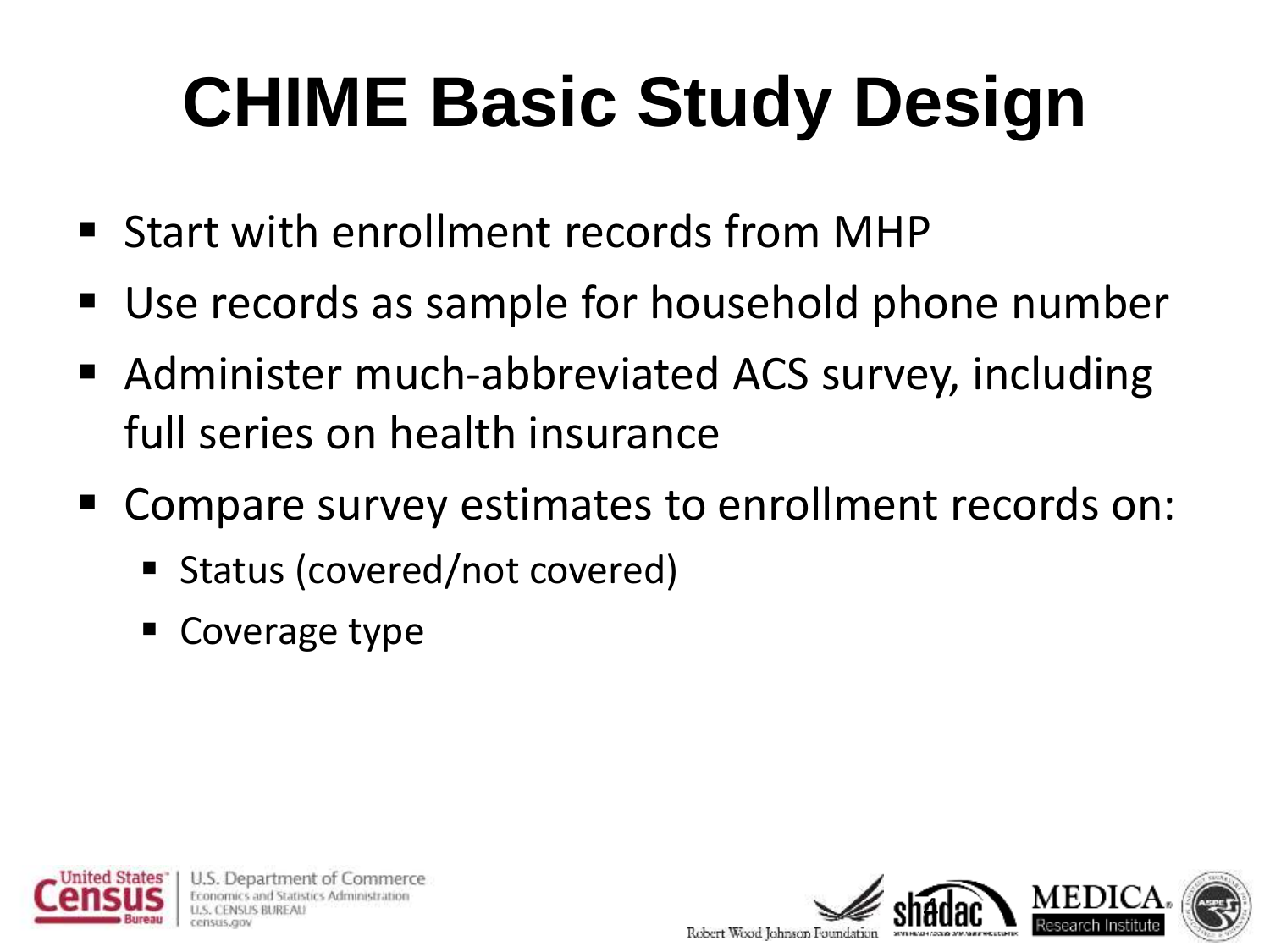# CHIME Basic Study Design

- Start with enrollment records from MHP
- Use records as sample for household phone number
- Administer much-abbreviated ACS survey, including full series on health insurance
- Compare survey estimates to enrollment records on:
  - Status (covered/not covered)
  - Coverage type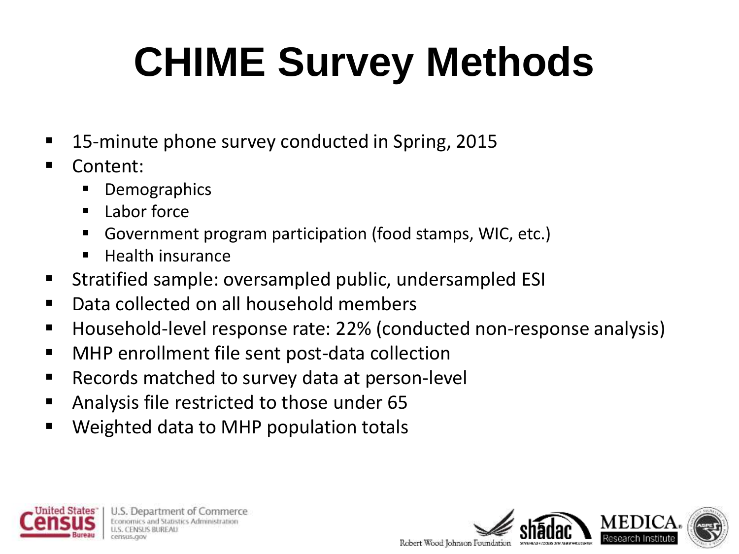# CHIME Survey Methods

- 15-minute phone survey conducted in Spring, 2015
- Content:
  - Demographics
  - Labor force
  - Government program participation (food stamps, WIC, etc.)
  - Health insurance
- Stratified sample: oversampled public, undersampled ESI
- Data collected on all household members
- Household-level response rate: 22% (conducted non-response analysis)
- MHP enrollment file sent post-data collection
- Records matched to survey data at person-level
- Analysis file restricted to those under 65
- Weighted data to MHP population totals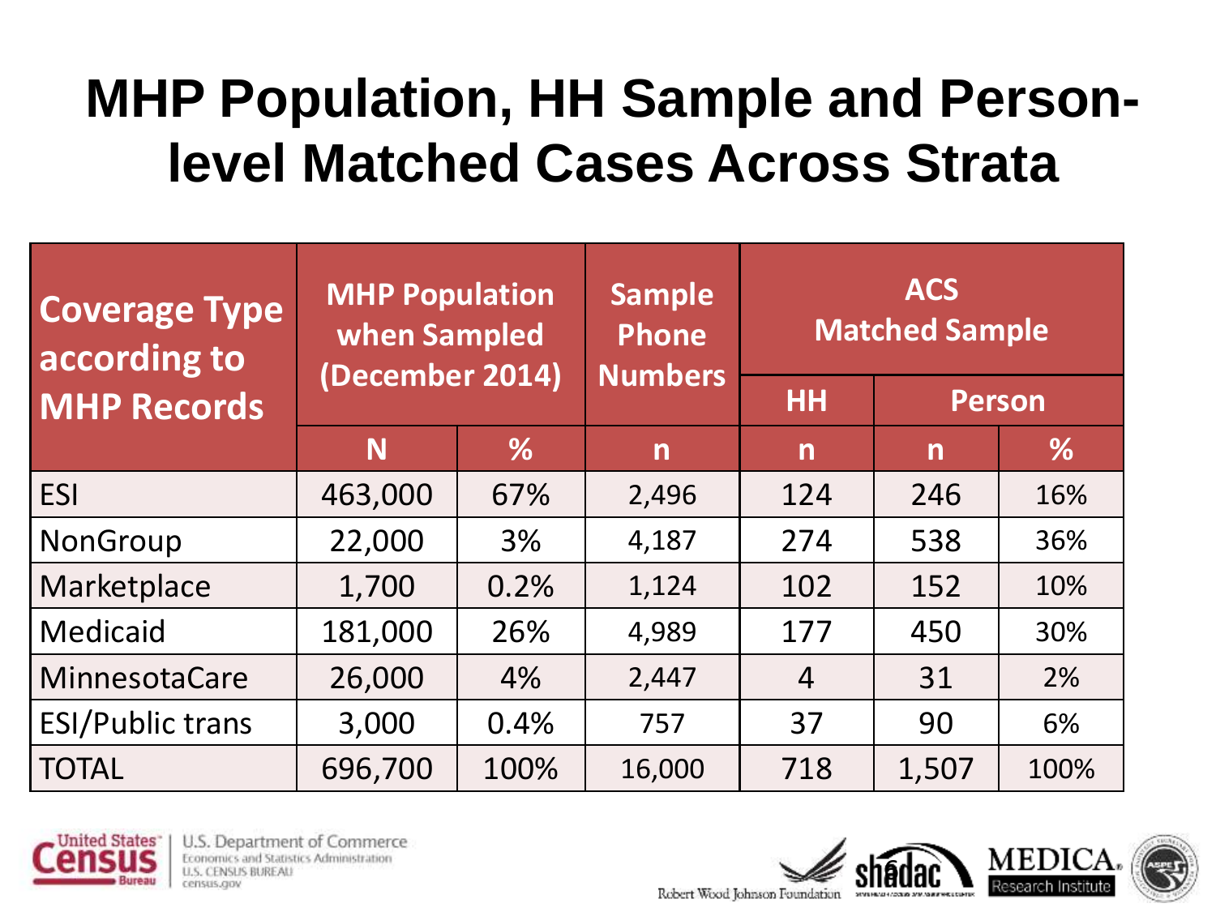# MHP Population, HH Sample and Person-level Matched Cases Across Strata

| Coverage Type according to MHP Records | MHP Population when Sampled (December 2014) | | Sample Phone Numbers | ACS Matched Sample | | |
|---|---|---|---|---|---|---|
| | | | | HH | Person | |
| | N | % | n | n | n | % |
| ESI | 463,000 | 67% | 2,496 | 124 | 246 | 16% |
| NonGroup | 22,000 | 3% | 4,187 | 274 | 538 | 36% |
| Marketplace | 1,700 | 0.2% | 1,124 | 102 | 152 | 10% |
| Medicaid | 181,000 | 26% | 4,989 | 177 | 450 | 30% |
| MinnesotaCare | 26,000 | 4% | 2,447 | 4 | 31 | 2% |
| ESI/Public trans | 3,000 | 0.4% | 757 | 37 | 90 | 6% |
| TOTAL | 696,700 | 100% | 16,000 | 718 | 1,507 | 100% |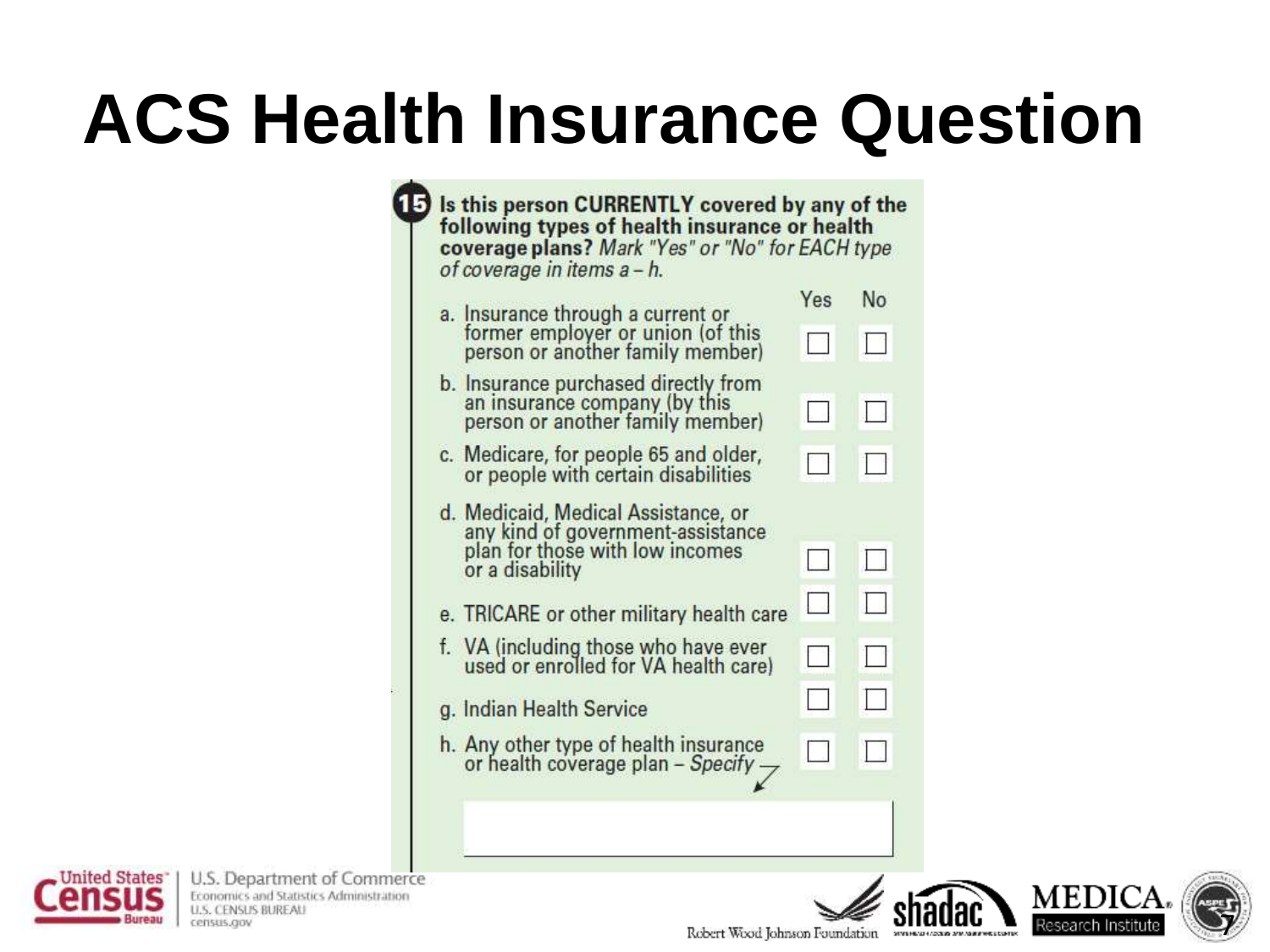# ACS Health Insurance Question

**15** **Is this person CURRENTLY covered by any of the following types of health insurance or health coverage plans?** *Mark "Yes" or "No" for EACH type of coverage in items a – h.*

| | Yes | No |
|---|---|---|
| a. Insurance through a current or former employer or union (of this person or another family member) | ☐ | ☐ |
| b. Insurance purchased directly from an insurance company (by this person or another family member) | ☐ | ☐ |
| c. Medicare, for people 65 and older, or people with certain disabilities | ☐ | ☐ |
| d. Medicaid, Medical Assistance, or any kind of government-assistance plan for those with low incomes or a disability | ☐ | ☐ |
| e. TRICARE or other military health care | ☐ | ☐ |
| f. VA (including those who have ever used or enrolled for VA health care) | ☐ | ☐ |
| g. Indian Health Service | ☐ | ☐ |
| h. Any other type of health insurance or health coverage plan – *Specify* | ☐ | ☐ |

United States Census Bureau | U.S. Department of Commerce, Economics and Statistics Administration, U.S. CENSUS BUREAU, census.gov

Robert Wood Johnson Foundation | shadac | MEDICA Research Institute | ASPE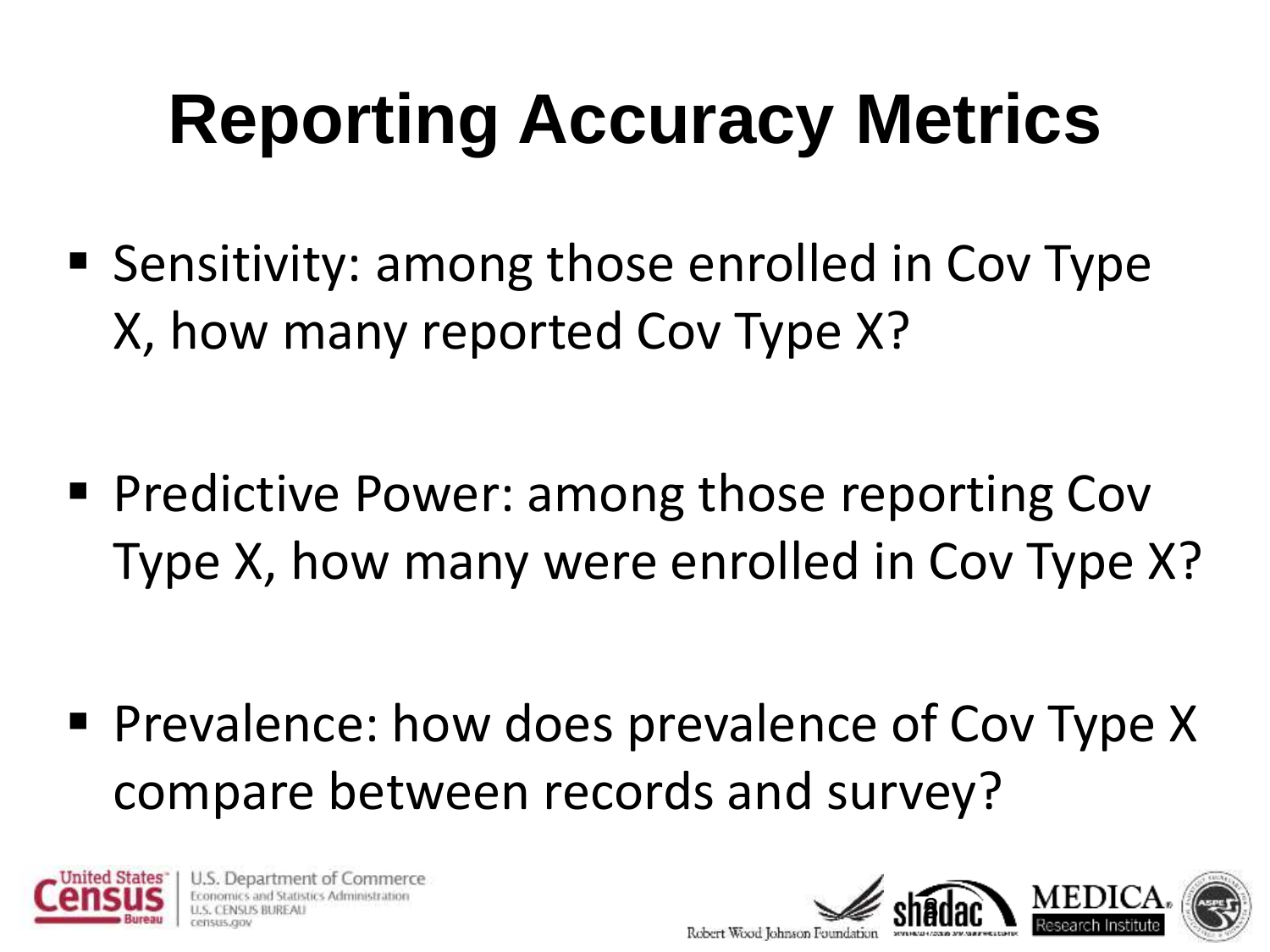# Reporting Accuracy Metrics

- Sensitivity: among those enrolled in Cov Type X, how many reported Cov Type X?
- Predictive Power: among those reporting Cov Type X, how many were enrolled in Cov Type X?
- Prevalence: how does prevalence of Cov Type X compare between records and survey?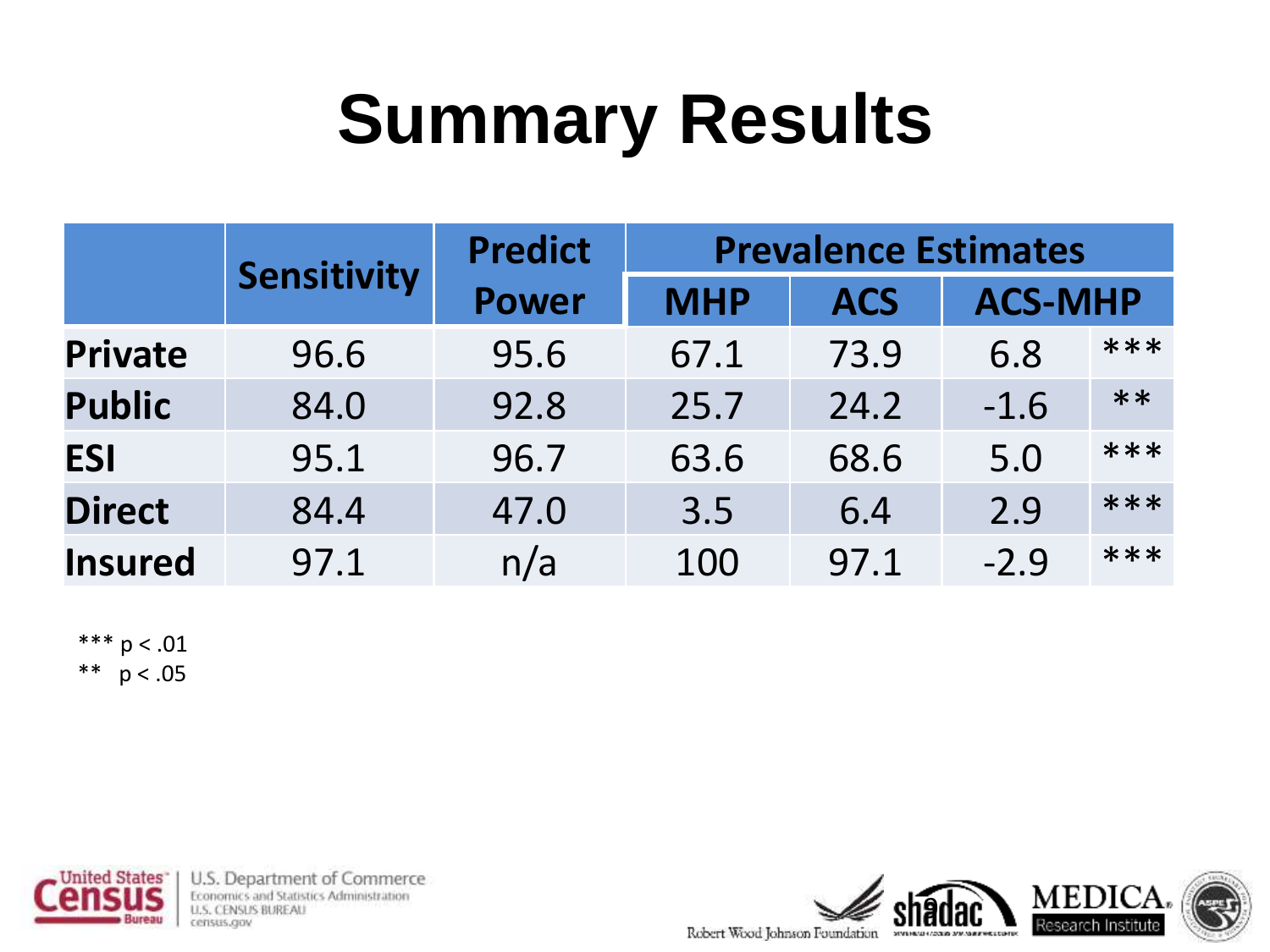# Summary Results

| | Sensitivity | Predict Power | Prevalence Estimates | | | |
|---|---|---|---|---|---|---|
| | | | MHP | ACS | ACS-MHP | |
| **Private** | 96.6 | 95.6 | 67.1 | 73.9 | 6.8 | *** |
| **Public** | 84.0 | 92.8 | 25.7 | 24.2 | -1.6 | ** |
| **ESI** | 95.1 | 96.7 | 63.6 | 68.6 | 5.0 | *** |
| **Direct** | 84.4 | 47.0 | 3.5 | 6.4 | 2.9 | *** |
| **Insured** | 97.1 | n/a | 100 | 97.1 | -2.9 | *** |

*** $p < .01$
** $p < .05$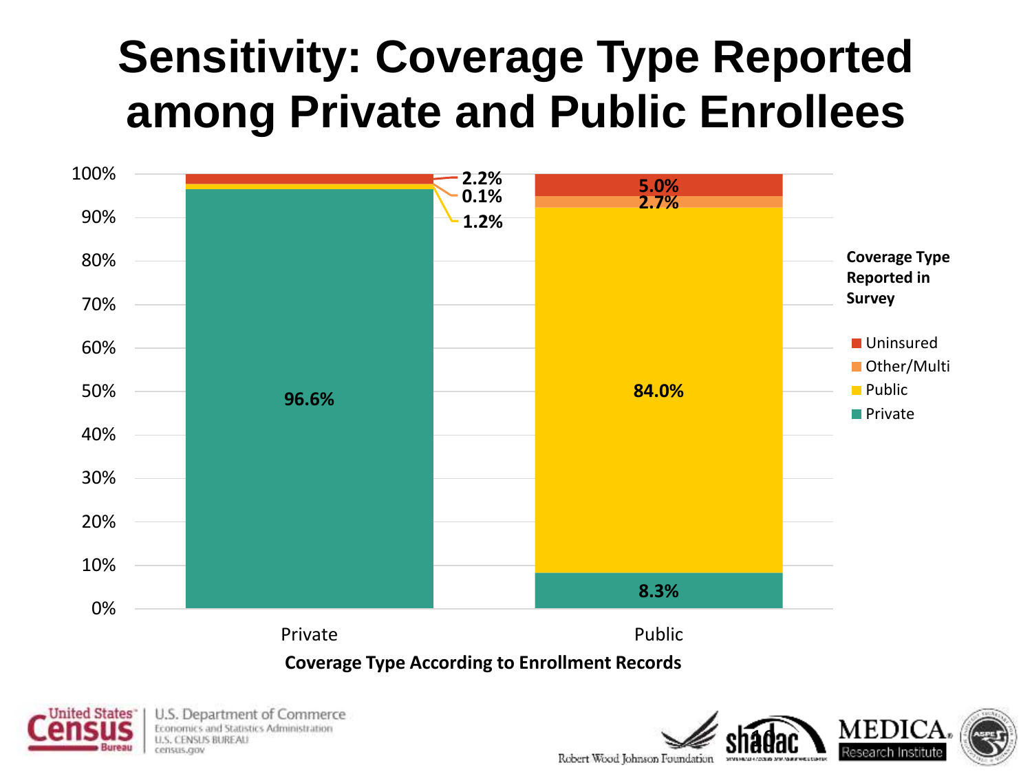# Sensitivity: Coverage Type Reported among Private and Public Enrollees

| Coverage Type According to Enrollment Records | Private | Public |
|---|---|---|
| Uninsured | 2.2% | 5.0% |
| Other/Multi | 0.1% | 2.7% |
| Public | 1.2% | 84.0% |
| Private | 96.6% | 8.3% |

Coverage Type Reported in Survey: Uninsured, Other/Multi, Public, Private

Coverage Type According to Enrollment Records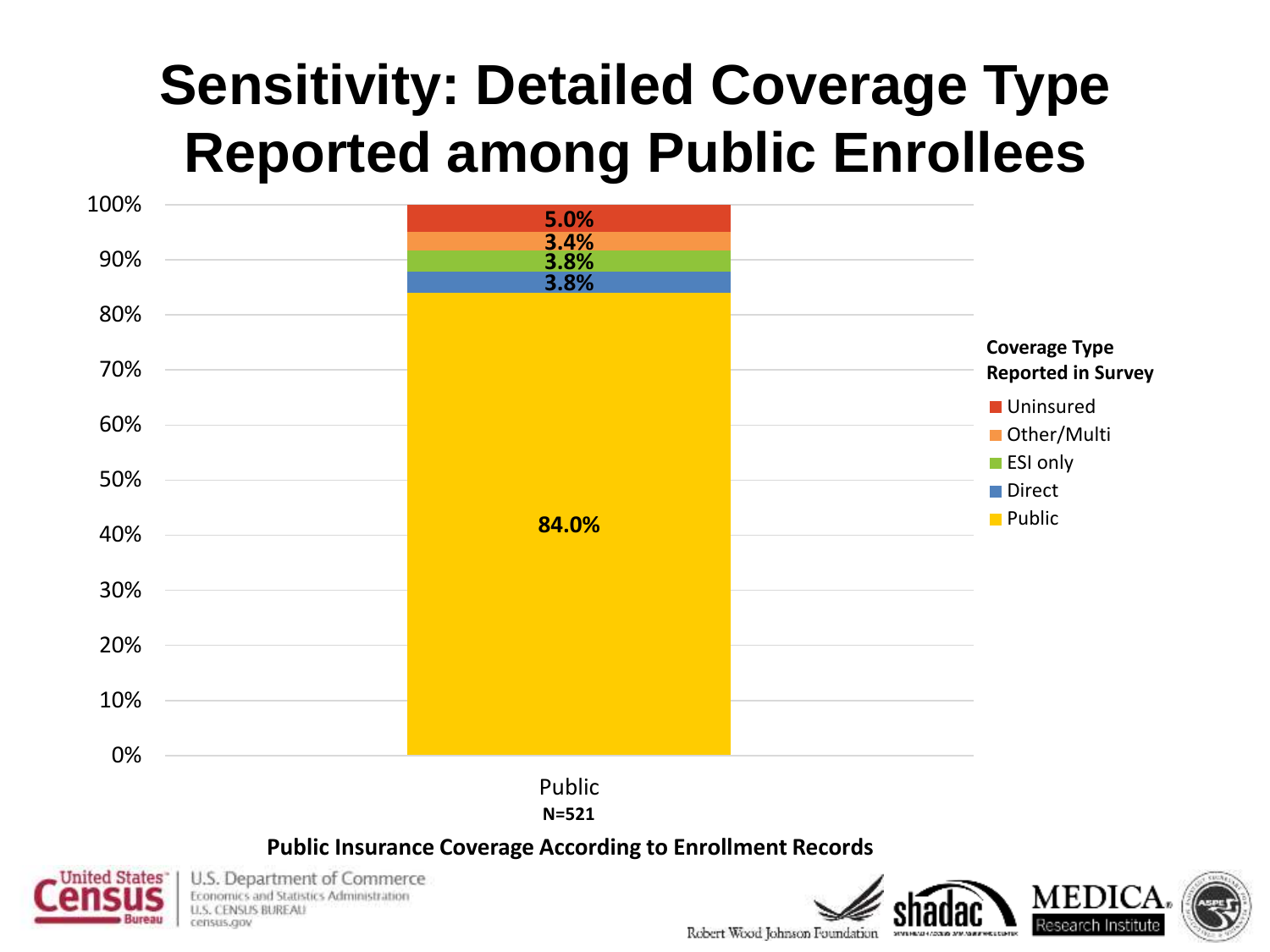# Sensitivity: Detailed Coverage Type Reported among Public Enrollees

| Coverage Type Reported in Survey | Public (N=521) |
| --- | --- |
| Uninsured | 5.0% |
| Other/Multi | 3.4% |
| ESI only | 3.8% |
| Direct | 3.8% |
| Public | 84.0% |

**Public Insurance Coverage According to Enrollment Records**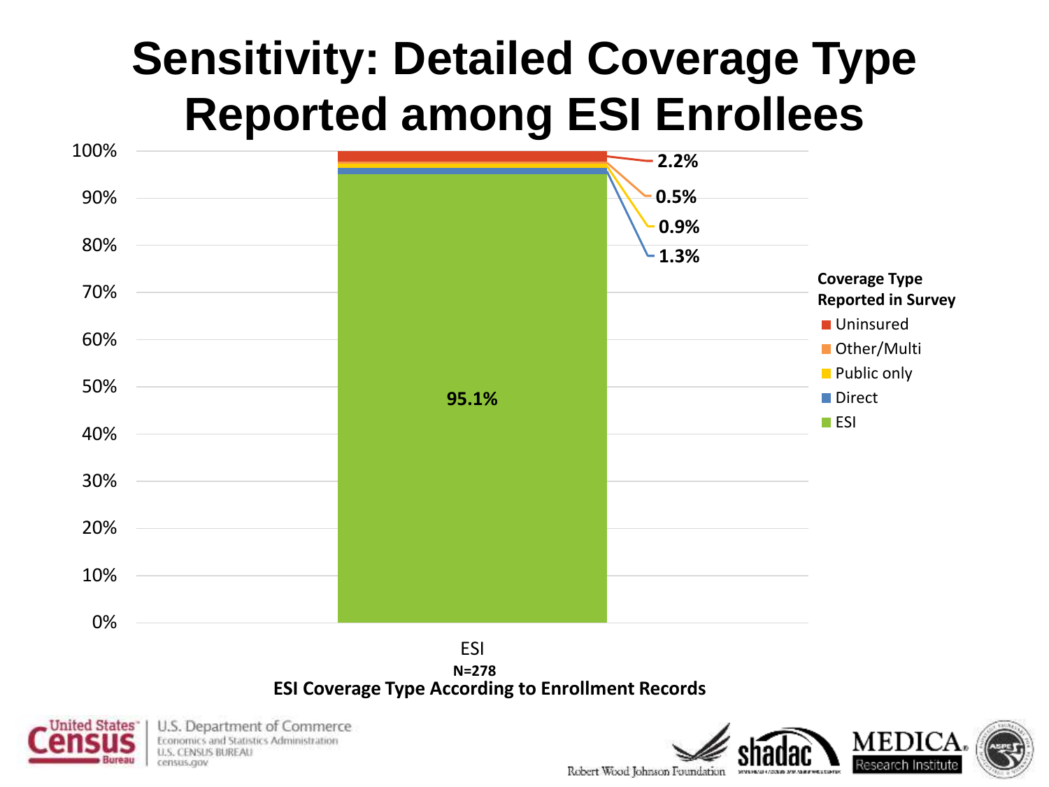# Sensitivity: Detailed Coverage Type Reported among ESI Enrollees

| Coverage Type Reported in Survey | ESI (N=278) |
| --- | --- |
| Uninsured | 2.2% |
| Other/Multi | 0.5% |
| Public only | 0.9% |
| Direct | 1.3% |
| ESI | 95.1% |

**ESI Coverage Type According to Enrollment Records**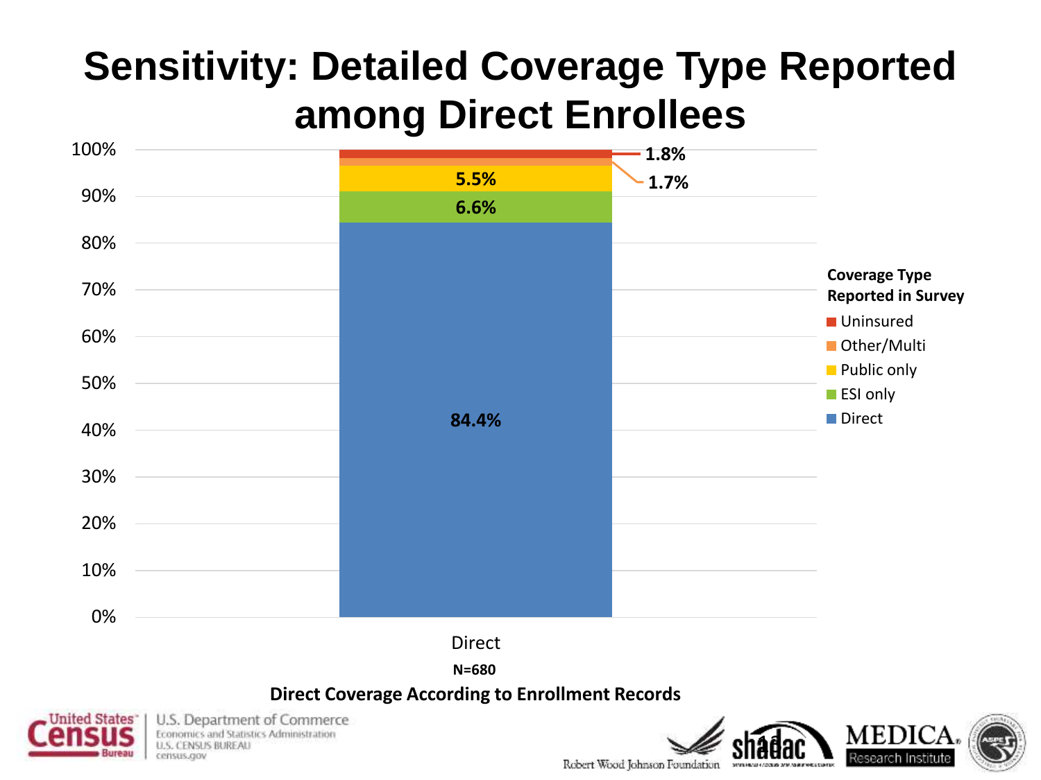# Sensitivity: Detailed Coverage Type Reported among Direct Enrollees

| Coverage Type Reported in Survey | Direct (N=680) |
| --- | --- |
| Uninsured | 1.8% |
| Other/Multi | 1.7% |
| Public only | 5.5% |
| ESI only | 6.6% |
| Direct | 84.4% |

Direct Coverage According to Enrollment Records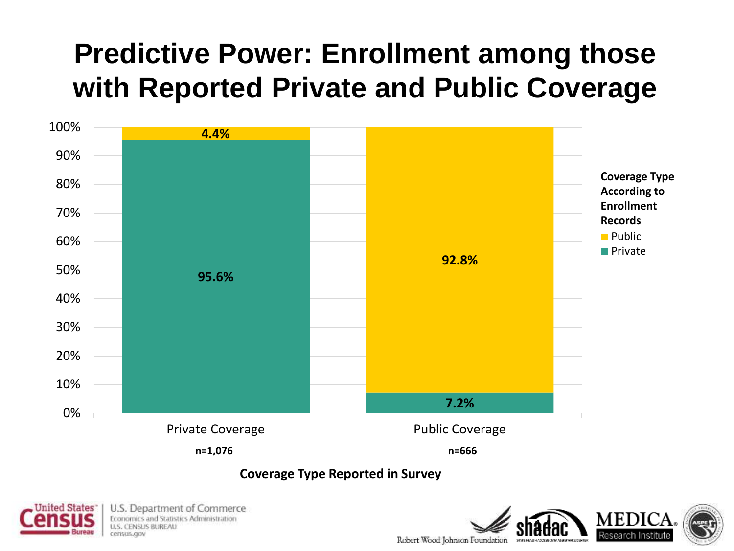# Predictive Power: Enrollment among those with Reported Private and Public Coverage

**Coverage Type According to Enrollment Records**

| Coverage Type Reported in Survey | Private | Public |
|---|---|---|
| Private Coverage (n=1,076) | 95.6% | 4.4% |
| Public Coverage (n=666) | 7.2% | 92.8% |

**Coverage Type Reported in Survey**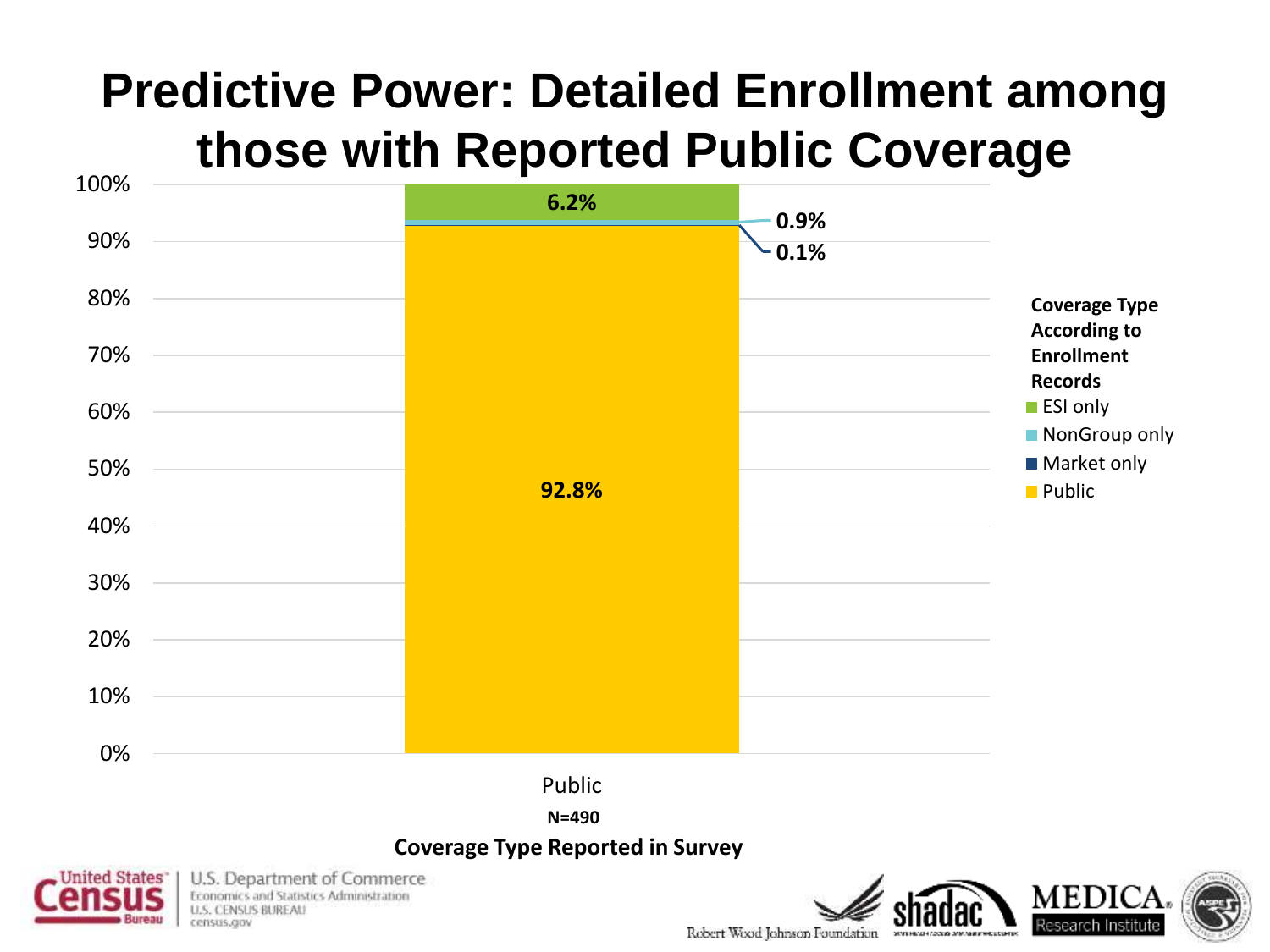# Predictive Power: Detailed Enrollment among those with Reported Public Coverage

| Coverage Type According to Enrollment Records | Public (N=490) |
|---|---|
| ESI only | 6.2% |
| NonGroup only | 0.9% |
| Market only | 0.1% |
| Public | 92.8% |

Coverage Type Reported in Survey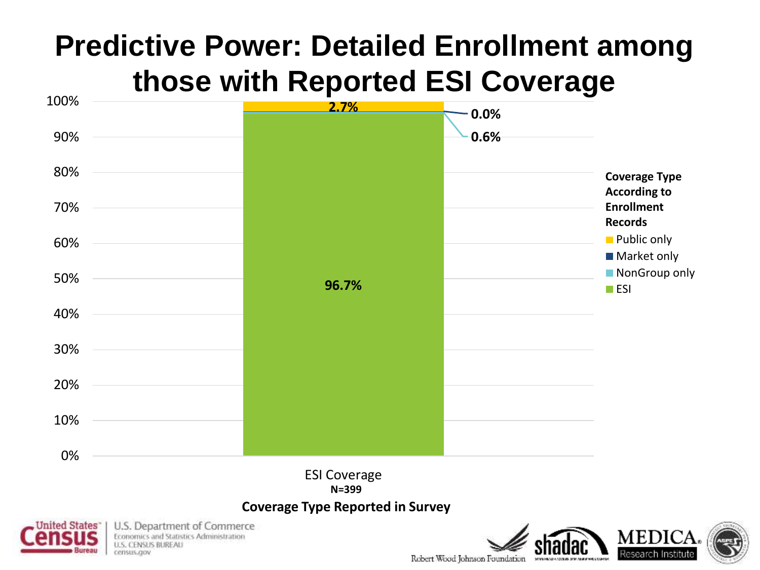# Predictive Power: Detailed Enrollment among those with Reported ESI Coverage

Coverage Type According to Enrollment Records

| Coverage Type According to Enrollment Records | ESI Coverage (N=399) |
|---|---|
| Public only | 2.7% |
| Market only | 0.0% |
| NonGroup only | 0.6% |
| ESI | 96.7% |

Coverage Type Reported in Survey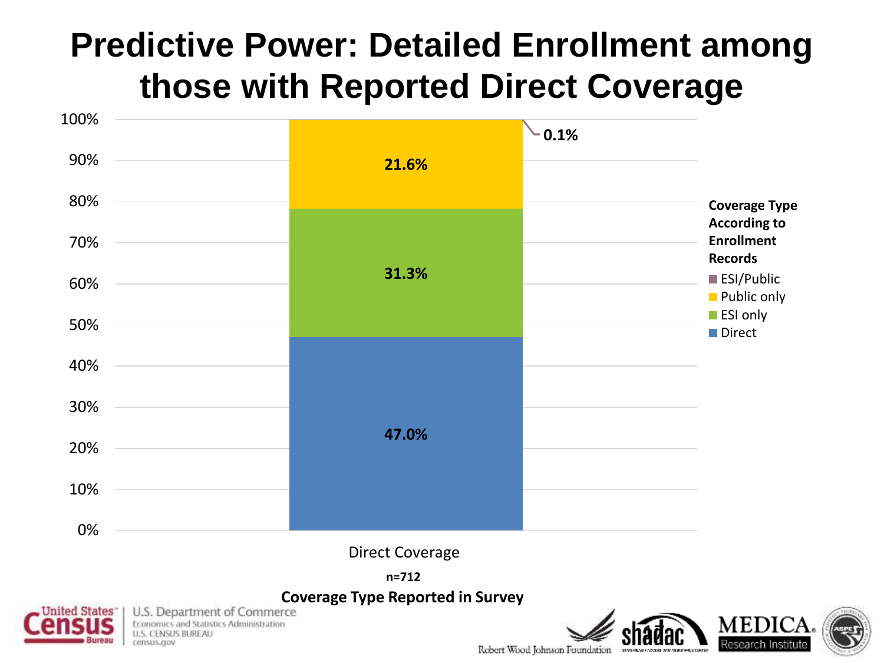# Predictive Power: Detailed Enrollment among those with Reported Direct Coverage

| Coverage Type According to Enrollment Records | Direct Coverage (n=712) |
|---|---|
| ESI/Public | 0.1% |
| Public only | 21.6% |
| ESI only | 31.3% |
| Direct | 47.0% |

**Coverage Type Reported in Survey**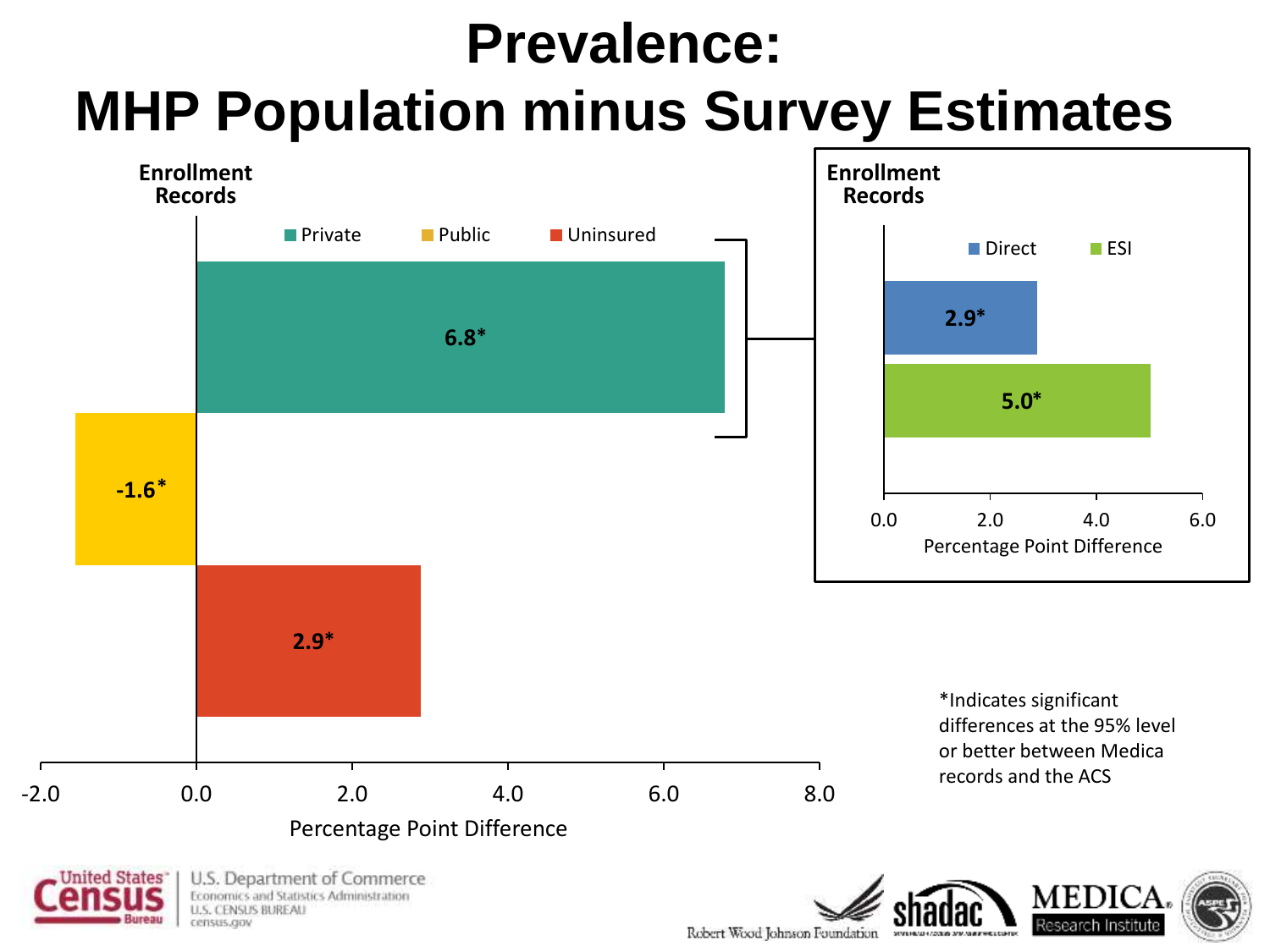# Prevalence:
# MHP Population minus Survey Estimates

**Enrollment Records**

| | Percentage Point Difference |
|---|---|
| Private | 6.8* |
| Public | -1.6* |
| Uninsured | 2.9* |

**Enrollment Records** (Private)

| | Percentage Point Difference |
|---|---|
| Direct | 2.9* |
| ESI | 5.0* |

*Indicates significant differences at the 95% level or better between Medica records and the ACS

U.S. Department of Commerce
Economics and Statistics Administration
U.S. CENSUS BUREAU
census.gov

Robert Wood Johnson Foundation | shadac | MEDICA Research Institute | ASPE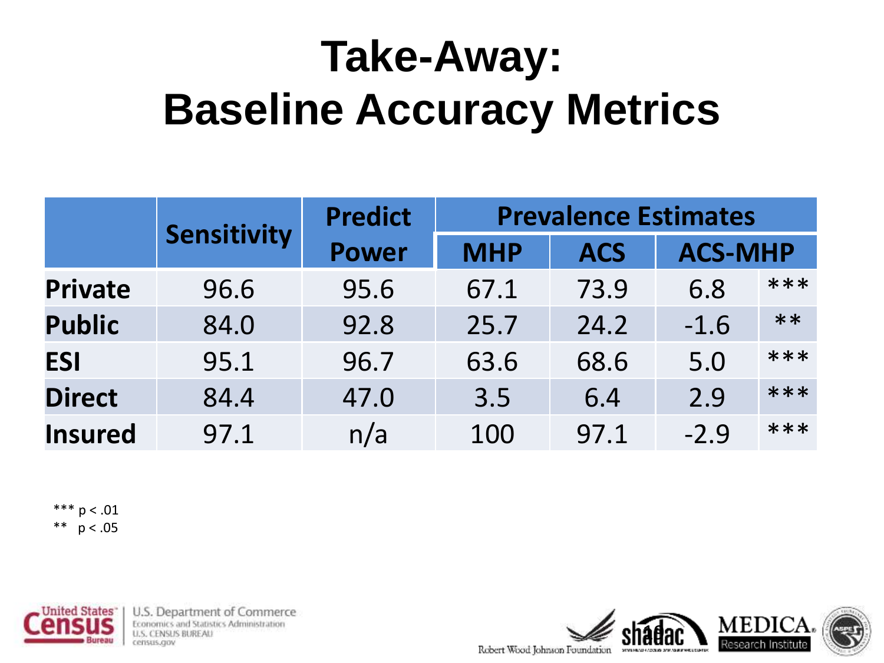# Take-Away: Baseline Accuracy Metrics

| | Sensitivity | Predict Power | Prevalence Estimates | | | |
|---|---|---|---|---|---|---|
| | | | MHP | ACS | ACS-MHP | |
| **Private** | 96.6 | 95.6 | 67.1 | 73.9 | 6.8 | *** |
| **Public** | 84.0 | 92.8 | 25.7 | 24.2 | -1.6 | ** |
| **ESI** | 95.1 | 96.7 | 63.6 | 68.6 | 5.0 | *** |
| **Direct** | 84.4 | 47.0 | 3.5 | 6.4 | 2.9 | *** |
| **Insured** | 97.1 | n/a | 100 | 97.1 | -2.9 | *** |

*** $p < .01$
** $p < .05$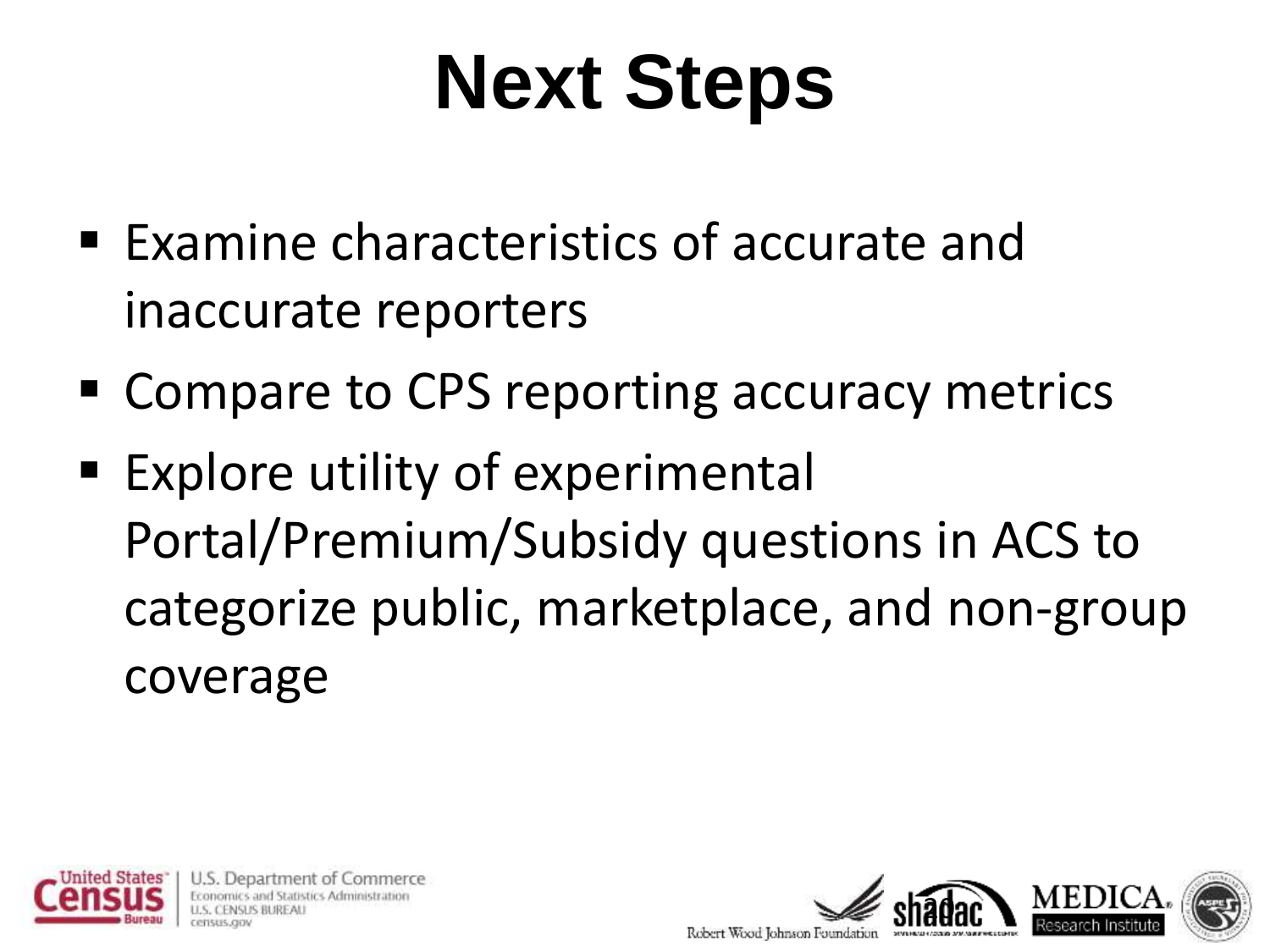# Next Steps

- Examine characteristics of accurate and inaccurate reporters
- Compare to CPS reporting accuracy metrics
- Explore utility of experimental Portal/Premium/Subsidy questions in ACS to categorize public, marketplace, and non-group coverage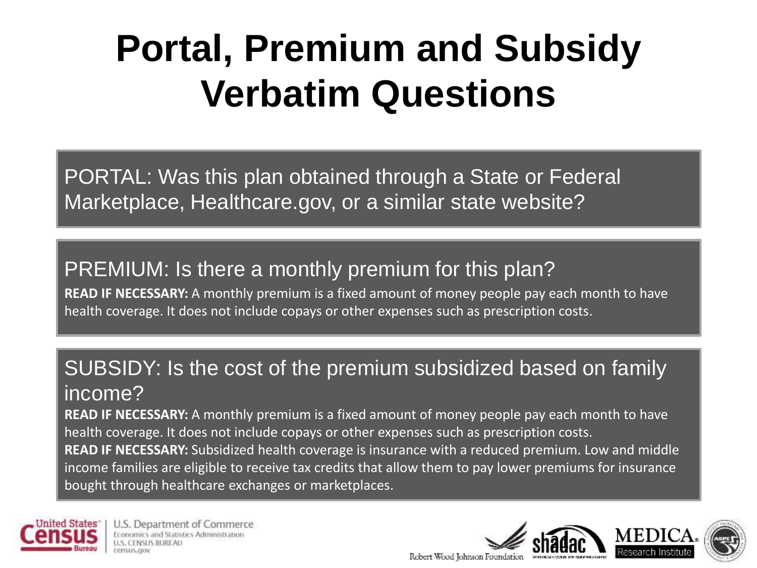# Portal, Premium and Subsidy Verbatim Questions

PORTAL: Was this plan obtained through a State or Federal Marketplace, Healthcare.gov, or a similar state website?

PREMIUM: Is there a monthly premium for this plan?

**READ IF NECESSARY:** A monthly premium is a fixed amount of money people pay each month to have health coverage. It does not include copays or other expenses such as prescription costs.

SUBSIDY: Is the cost of the premium subsidized based on family income?

**READ IF NECESSARY:** A monthly premium is a fixed amount of money people pay each month to have health coverage. It does not include copays or other expenses such as prescription costs.

**READ IF NECESSARY:** Subsidized health coverage is insurance with a reduced premium. Low and middle income families are eligible to receive tax credits that allow them to pay lower premiums for insurance bought through healthcare exchanges or marketplaces.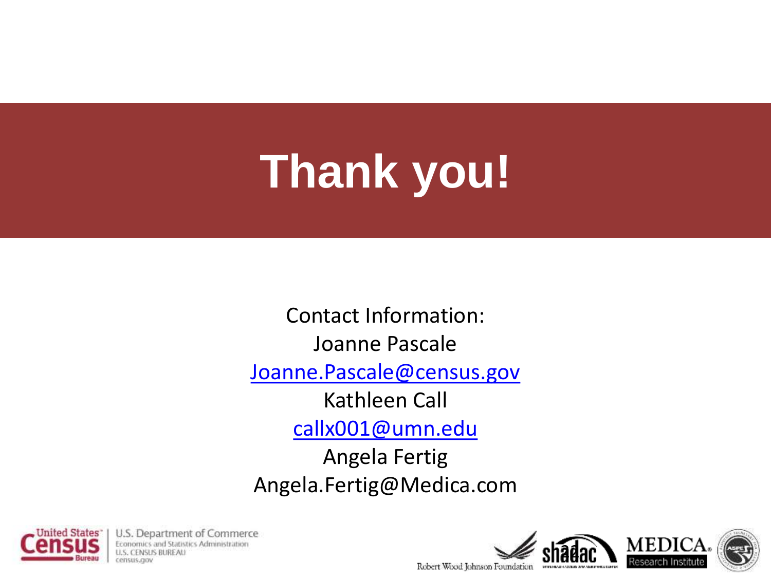# Thank you!

Contact Information:

Joanne Pascale

Joanne.Pascale@census.gov

Kathleen Call

callx001@umn.edu

Angela Fertig

Angela.Fertig@Medica.com